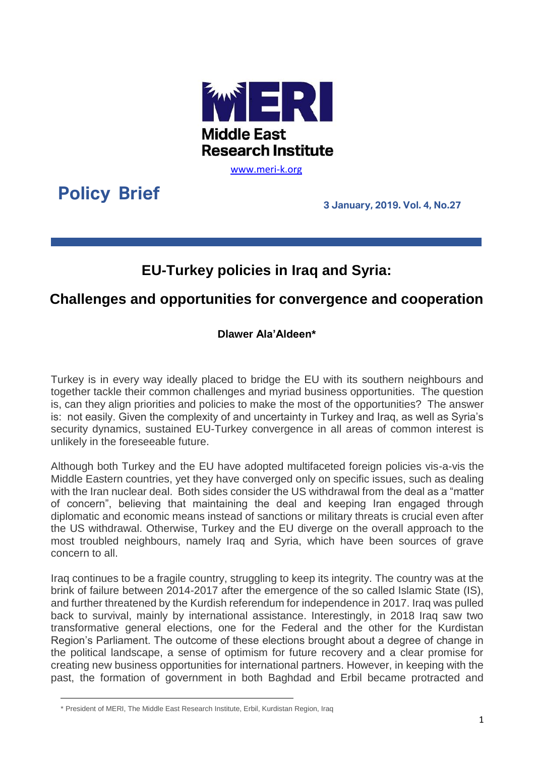Middle East Research Institute

www.meri-k.org

**Policy Brief**

**3 January, 2019. Vol. 4, No.27**

# EU-Turkey policies in Iraq and Syria:

## Challenges and opportunities for convergence and cooperation

**Dlawer Ala'Aldeen***

Turkey is in every way ideally placed to bridge the EU with its southern neighbours and together tackle their common challenges and myriad business opportunities. The question is, can they align priorities and policies to make the most of the opportunities? The answer is: not easily. Given the complexity of and uncertainty in Turkey and Iraq, as well as Syria's security dynamics, sustained EU-Turkey convergence in all areas of common interest is unlikely in the foreseeable future.

Although both Turkey and the EU have adopted multifaceted foreign policies vis-a-vis the Middle Eastern countries, yet they have converged only on specific issues, such as dealing with the Iran nuclear deal. Both sides consider the US withdrawal from the deal as a "matter of concern", believing that maintaining the deal and keeping Iran engaged through diplomatic and economic means instead of sanctions or military threats is crucial even after the US withdrawal. Otherwise, Turkey and the EU diverge on the overall approach to the most troubled neighbours, namely Iraq and Syria, which have been sources of grave concern to all.

Iraq continues to be a fragile country, struggling to keep its integrity. The country was at the brink of failure between 2014-2017 after the emergence of the so called Islamic State (IS), and further threatened by the Kurdish referendum for independence in 2017. Iraq was pulled back to survival, mainly by international assistance. Interestingly, in 2018 Iraq saw two transformative general elections, one for the Federal and the other for the Kurdistan Region's Parliament. The outcome of these elections brought about a degree of change in the political landscape, a sense of optimism for future recovery and a clear promise for creating new business opportunities for international partners. However, in keeping with the past, the formation of government in both Baghdad and Erbil became protracted and

* President of MERI, The Middle East Research Institute, Erbil, Kurdistan Region, Iraq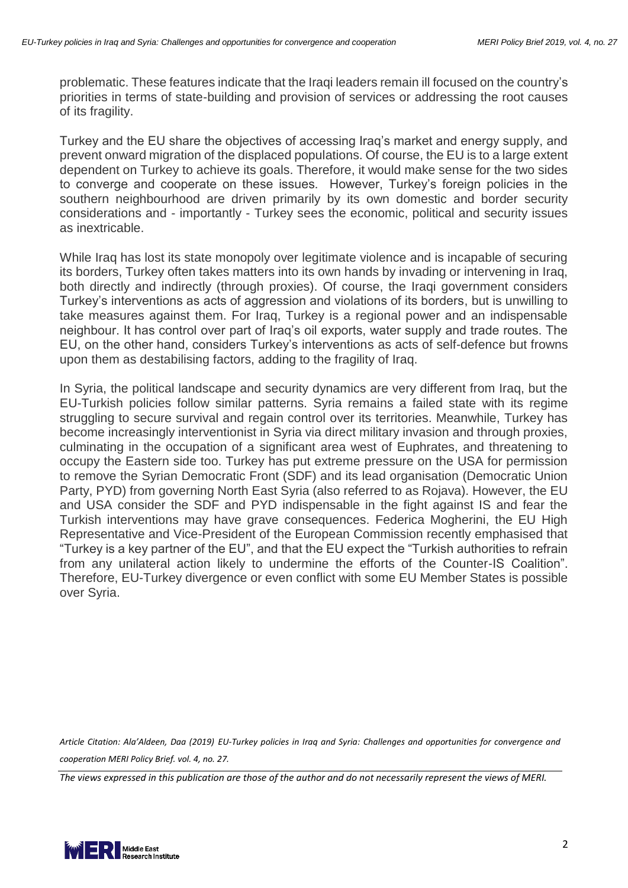problematic. These features indicate that the Iraqi leaders remain ill focused on the country's priorities in terms of state-building and provision of services or addressing the root causes of its fragility.

Turkey and the EU share the objectives of accessing Iraq's market and energy supply, and prevent onward migration of the displaced populations. Of course, the EU is to a large extent dependent on Turkey to achieve its goals. Therefore, it would make sense for the two sides to converge and cooperate on these issues. However, Turkey's foreign policies in the southern neighbourhood are driven primarily by its own domestic and border security considerations and - importantly - Turkey sees the economic, political and security issues as inextricable.

While Iraq has lost its state monopoly over legitimate violence and is incapable of securing its borders, Turkey often takes matters into its own hands by invading or intervening in Iraq, both directly and indirectly (through proxies). Of course, the Iraqi government considers Turkey's interventions as acts of aggression and violations of its borders, but is unwilling to take measures against them. For Iraq, Turkey is a regional power and an indispensable neighbour. It has control over part of Iraq's oil exports, water supply and trade routes. The EU, on the other hand, considers Turkey's interventions as acts of self-defence but frowns upon them as destabilising factors, adding to the fragility of Iraq.

In Syria, the political landscape and security dynamics are very different from Iraq, but the EU-Turkish policies follow similar patterns. Syria remains a failed state with its regime struggling to secure survival and regain control over its territories. Meanwhile, Turkey has become increasingly interventionist in Syria via direct military invasion and through proxies, culminating in the occupation of a significant area west of Euphrates, and threatening to occupy the Eastern side too. Turkey has put extreme pressure on the USA for permission to remove the Syrian Democratic Front (SDF) and its lead organisation (Democratic Union Party, PYD) from governing North East Syria (also referred to as Rojava). However, the EU and USA consider the SDF and PYD indispensable in the fight against IS and fear the Turkish interventions may have grave consequences. Federica Mogherini, the EU High Representative and Vice-President of the European Commission recently emphasised that "Turkey is a key partner of the EU", and that the EU expect the "Turkish authorities to refrain from any unilateral action likely to undermine the efforts of the Counter-IS Coalition". Therefore, EU-Turkey divergence or even conflict with some EU Member States is possible over Syria.

*Article Citation: Ala'Aldeen, Daa (2019) EU-Turkey policies in Iraq and Syria: Challenges and opportunities for convergence and cooperation MERI Policy Brief. vol. 4, no. 27.*

*The views expressed in this publication are those of the author and do not necessarily represent the views of MERI.*